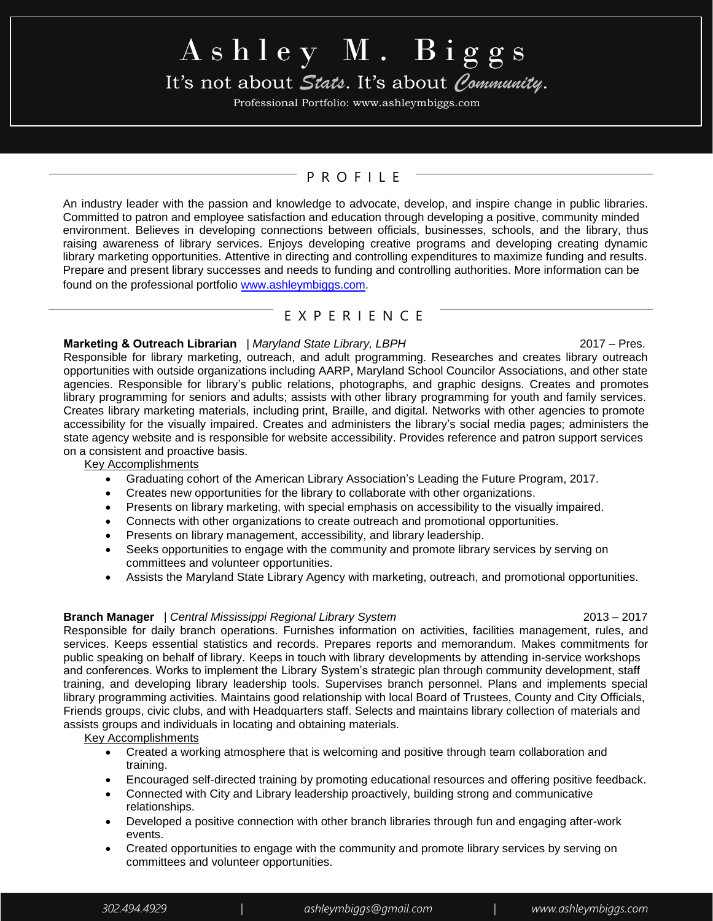# Ashley M. Biggs

It's not about *Stats*. It's about *Community*.

Professional Portfolio: www.ashleymbiggs.com

## PROFILE

An industry leader with the passion and knowledge to advocate, develop, and inspire change in public libraries. Committed to patron and employee satisfaction and education through developing a positive, community minded environment. Believes in developing connections between officials, businesses, schools, and the library, thus raising awareness of library services. Enjoys developing creative programs and developing creating dynamic library marketing opportunities. Attentive in directing and controlling expenditures to maximize funding and results. Prepare and present library successes and needs to funding and controlling authorities. More information can be found on the professional portfolio [www.ashleymbiggs.com](http://www.ashleymbiggs.com).

## EXPERIENCE

**Marketing & Outreach Librarian** | *Maryland State Library, LBPH* 2017 – Pres.

Responsible for library marketing, outreach, and adult programming. Researches and creates library outreach opportunities with outside organizations including AARP, Maryland School Councilor Associations, and other state agencies. Responsible for library's public relations, photographs, and graphic designs. Creates and promotes library programming for seniors and adults; assists with other library programming for youth and family services. Creates library marketing materials, including print, Braille, and digital. Networks with other agencies to promote accessibility for the visually impaired. Creates and administers the library's social media pages; administers the state agency website and is responsible for website accessibility. Provides reference and patron support services on a consistent and proactive basis.

Key Accomplishments

- Graduating cohort of the American Library Association's Leading the Future Program, 2017.
- Creates new opportunities for the library to collaborate with other organizations.
- Presents on library marketing, with special emphasis on accessibility to the visually impaired.
- Connects with other organizations to create outreach and promotional opportunities.
- Presents on library management, accessibility, and library leadership.
- Seeks opportunities to engage with the community and promote library services by serving on committees and volunteer opportunities.
- Assists the Maryland State Library Agency with marketing, outreach, and promotional opportunities.

**Branch Manager** | *Central Mississippi Regional Library System* 2013 – 2017

Responsible for daily branch operations. Furnishes information on activities, facilities management, rules, and services. Keeps essential statistics and records. Prepares reports and memorandum. Makes commitments for public speaking on behalf of library. Keeps in touch with library developments by attending in-service workshops and conferences. Works to implement the Library System's strategic plan through community development, staff training, and developing library leadership tools. Supervises branch personnel. Plans and implements special library programming activities. Maintains good relationship with local Board of Trustees, County and City Officials, Friends groups, civic clubs, and with Headquarters staff. Selects and maintains library collection of materials and assists groups and individuals in locating and obtaining materials.

Key Accomplishments

- Created a working atmosphere that is welcoming and positive through team collaboration and training.
- Encouraged self-directed training by promoting educational resources and offering positive feedback.
- Connected with City and Library leadership proactively, building strong and communicative relationships.
- Developed a positive connection with other branch libraries through fun and engaging after-work events.
- Created opportunities to engage with the community and promote library services by serving on committees and volunteer opportunities.

302.494.4929 | ashleymbiggs@gmail.com | www.ashleymbiggs.com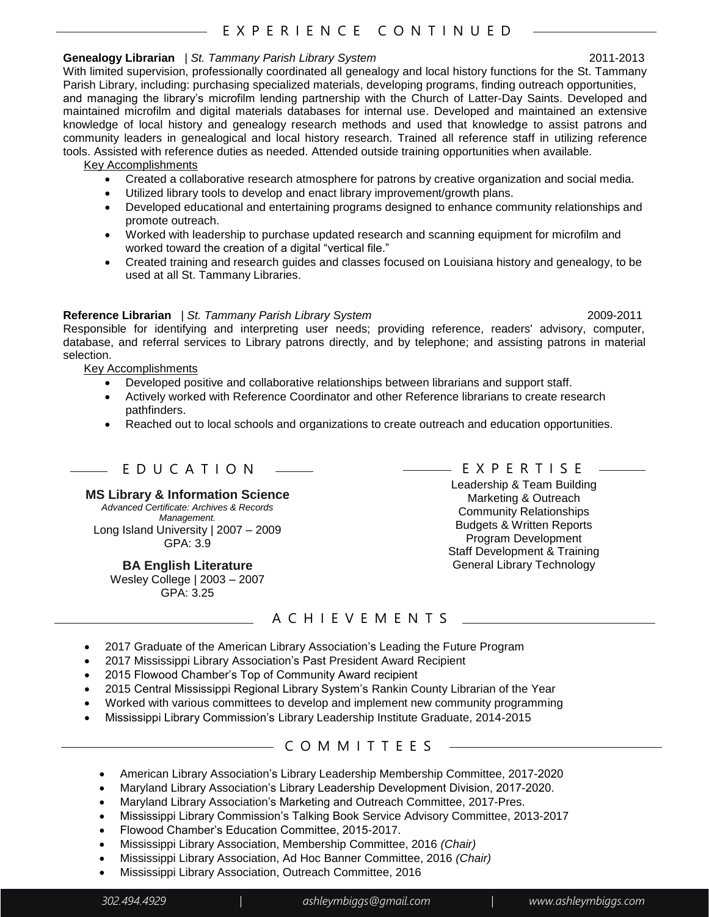## EXPERIENCE CONTINUED

**Genealogy Librarian** | *St. Tammany Parish Library System* 2011-2013

With limited supervision, professionally coordinated all genealogy and local history functions for the St. Tammany Parish Library, including: purchasing specialized materials, developing programs, finding outreach opportunities, and managing the library's microfilm lending partnership with the Church of Latter-Day Saints. Developed and maintained microfilm and digital materials databases for internal use. Developed and maintained an extensive knowledge of local history and genealogy research methods and used that knowledge to assist patrons and community leaders in genealogical and local history research. Trained all reference staff in utilizing reference tools. Assisted with reference duties as needed. Attended outside training opportunities when available.

Key Accomplishments

- Created a collaborative research atmosphere for patrons by creative organization and social media.
- Utilized library tools to develop and enact library improvement/growth plans.
- Developed educational and entertaining programs designed to enhance community relationships and promote outreach.
- Worked with leadership to purchase updated research and scanning equipment for microfilm and worked toward the creation of a digital "vertical file."
- Created training and research guides and classes focused on Louisiana history and genealogy, to be used at all St. Tammany Libraries.

**Reference Librarian** | *St. Tammany Parish Library System* 2009-2011

Responsible for identifying and interpreting user needs; providing reference, readers' advisory, computer, database, and referral services to Library patrons directly, and by telephone; and assisting patrons in material selection.

Key Accomplishments

- Developed positive and collaborative relationships between librarians and support staff.
- Actively worked with Reference Coordinator and other Reference librarians to create research pathfinders.
- Reached out to local schools and organizations to create outreach and education opportunities.

## EDUCATION

**MS Library & Information Science**
*Advanced Certificate: Archives & Records Management.*
Long Island University | 2007 – 2009
GPA: 3.9

**BA English Literature**
Wesley College | 2003 – 2007
GPA: 3.25

## EXPERTISE

Leadership & Team Building
Marketing & Outreach
Community Relationships
Budgets & Written Reports
Program Development
Staff Development & Training
General Library Technology

## ACHIEVEMENTS

- 2017 Graduate of the American Library Association's Leading the Future Program
- 2017 Mississippi Library Association's Past President Award Recipient
- 2015 Flowood Chamber's Top of Community Award recipient
- 2015 Central Mississippi Regional Library System's Rankin County Librarian of the Year
- Worked with various committees to develop and implement new community programming
- Mississippi Library Commission's Library Leadership Institute Graduate, 2014-2015

## COMMITTEES

- American Library Association's Library Leadership Membership Committee, 2017-2020
- Maryland Library Association's Library Leadership Development Division, 2017-2020.
- Maryland Library Association's Marketing and Outreach Committee, 2017-Pres.
- Mississippi Library Commission's Talking Book Service Advisory Committee, 2013-2017
- Flowood Chamber's Education Committee, 2015-2017.
- Mississippi Library Association, Membership Committee, 2016 *(Chair)*
- Mississippi Library Association, Ad Hoc Banner Committee, 2016 *(Chair)*
- Mississippi Library Association, Outreach Committee, 2016

302.494.4929 | ashleymbiggs@gmail.com | www.ashleymbiggs.com